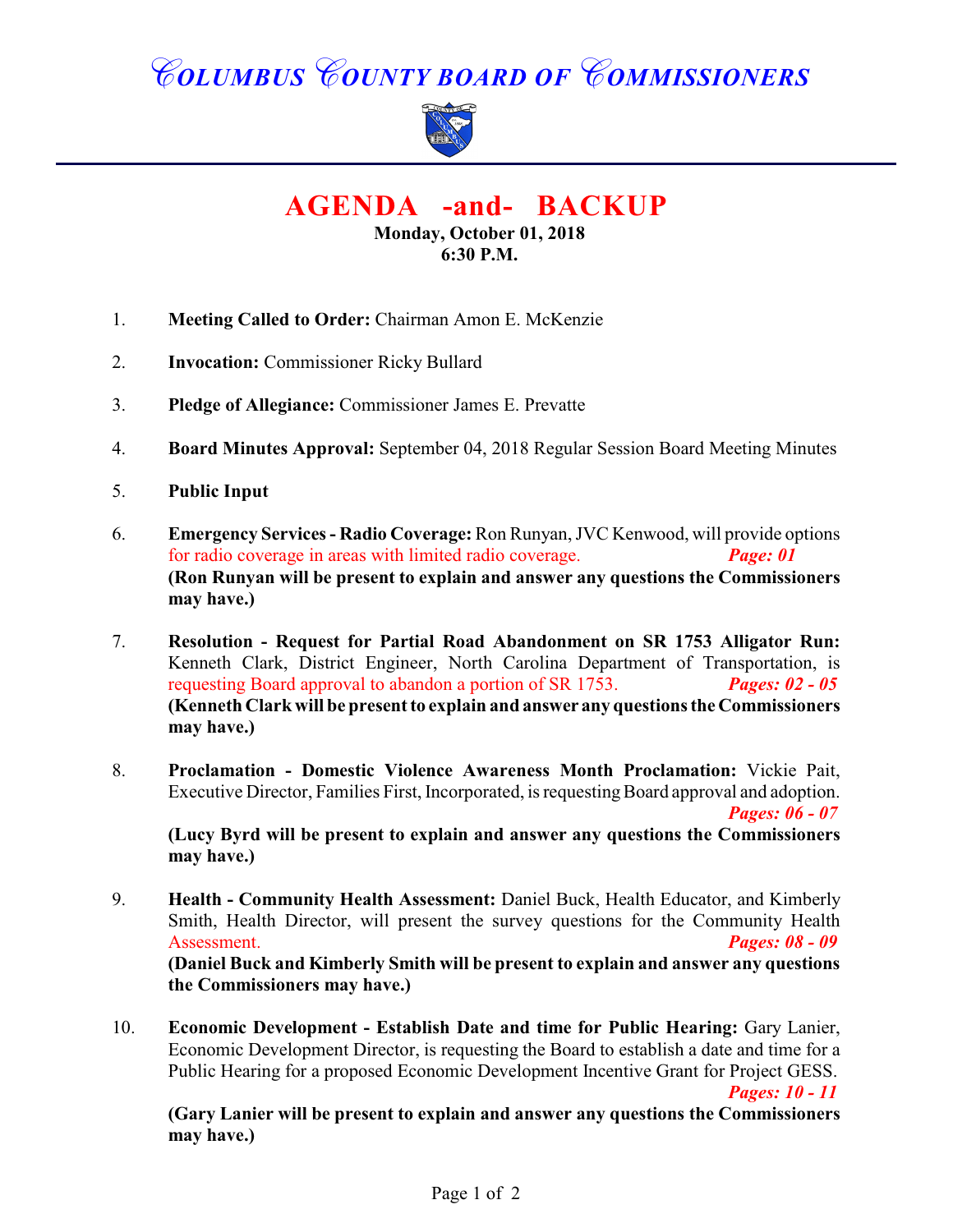# COLUMBUS COUNTY BOARD OF COMMISSIONERS

## AGENDA -and- BACKUP

**Monday, October 01, 2018**
**6:30 P.M.**

1. **Meeting Called to Order:** Chairman Amon E. McKenzie

2. **Invocation:** Commissioner Ricky Bullard

3. **Pledge of Allegiance:** Commissioner James E. Prevatte

4. **Board Minutes Approval:** September 04, 2018 Regular Session Board Meeting Minutes

5. **Public Input**

6. **Emergency Services - Radio Coverage:** Ron Runyan, JVC Kenwood, will provide options for radio coverage in areas with limited radio coverage. ***Page: 01***
   **(Ron Runyan will be present to explain and answer any questions the Commissioners may have.)**

7. **Resolution - Request for Partial Road Abandonment on SR 1753 Alligator Run:** Kenneth Clark, District Engineer, North Carolina Department of Transportation, is requesting Board approval to abandon a portion of SR 1753. ***Pages: 02 - 05***
   **(Kenneth Clark will be present to explain and answer any questions the Commissioners may have.)**

8. **Proclamation - Domestic Violence Awareness Month Proclamation:** Vickie Pait, Executive Director, Families First, Incorporated, is requesting Board approval and adoption. ***Pages: 06 - 07***
   **(Lucy Byrd will be present to explain and answer any questions the Commissioners may have.)**

9. **Health - Community Health Assessment:** Daniel Buck, Health Educator, and Kimberly Smith, Health Director, will present the survey questions for the Community Health Assessment. ***Pages: 08 - 09***
   **(Daniel Buck and Kimberly Smith will be present to explain and answer any questions the Commissioners may have.)**

10. **Economic Development - Establish Date and time for Public Hearing:** Gary Lanier, Economic Development Director, is requesting the Board to establish a date and time for a Public Hearing for a proposed Economic Development Incentive Grant for Project GESS. ***Pages: 10 - 11***
    **(Gary Lanier will be present to explain and answer any questions the Commissioners may have.)**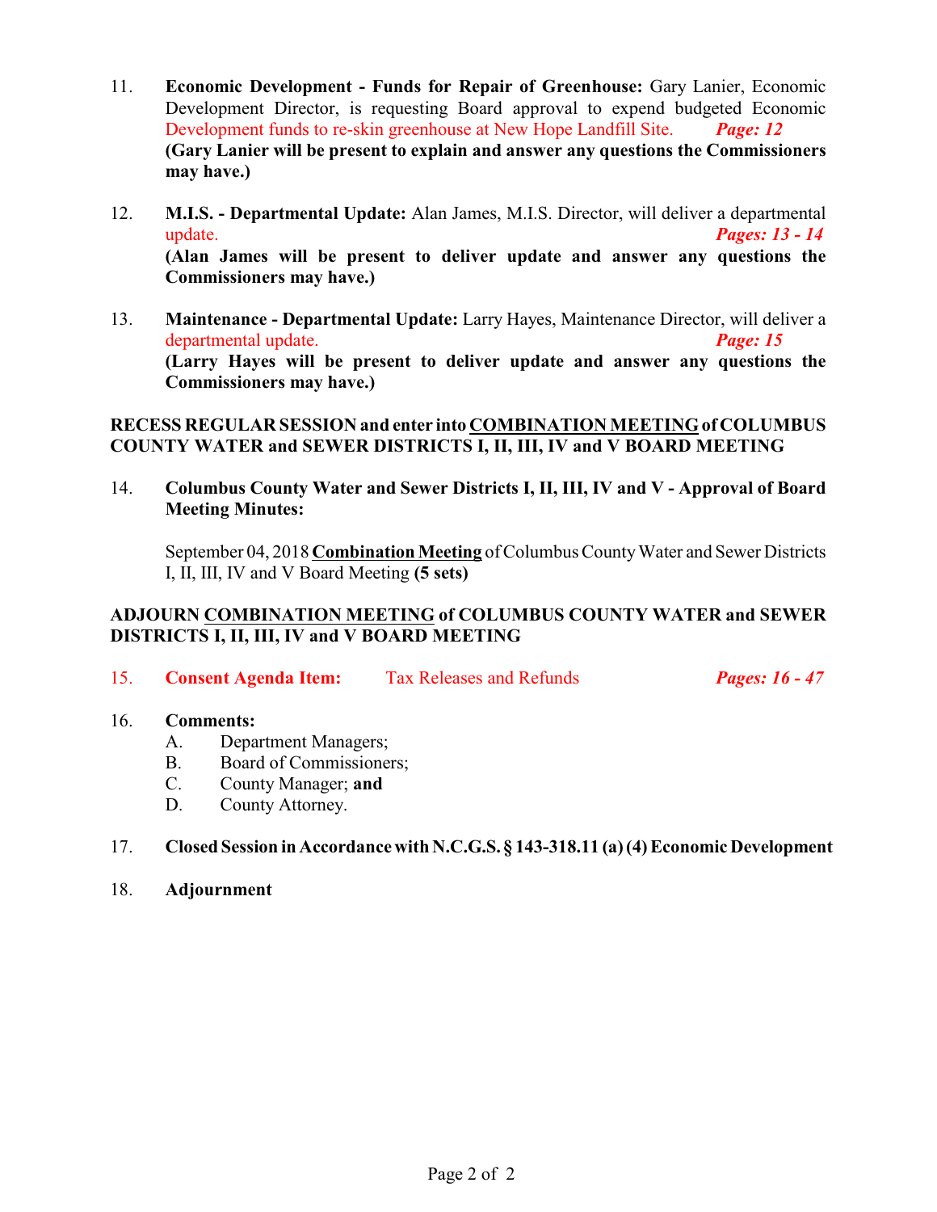11. **Economic Development - Funds for Repair of Greenhouse:** Gary Lanier, Economic Development Director, is requesting Board approval to expend budgeted Economic Development funds to re-skin greenhouse at New Hope Landfill Site. ***Page: 12***
**(Gary Lanier will be present to explain and answer any questions the Commissioners may have.)**

12. **M.I.S. - Departmental Update:** Alan James, M.I.S. Director, will deliver a departmental update. ***Pages: 13 - 14***
**(Alan James will be present to deliver update and answer any questions the Commissioners may have.)**

13. **Maintenance - Departmental Update:** Larry Hayes, Maintenance Director, will deliver a departmental update. ***Page: 15***
**(Larry Hayes will be present to deliver update and answer any questions the Commissioners may have.)**

**RECESS REGULAR SESSION and enter into COMBINATION MEETING of COLUMBUS COUNTY WATER and SEWER DISTRICTS I, II, III, IV and V BOARD MEETING**

14. **Columbus County Water and Sewer Districts I, II, III, IV and V - Approval of Board Meeting Minutes:**

September 04, 2018 **Combination Meeting** of Columbus County Water and Sewer Districts I, II, III, IV and V Board Meeting **(5 sets)**

**ADJOURN COMBINATION MEETING of COLUMBUS COUNTY WATER and SEWER DISTRICTS I, II, III, IV and V BOARD MEETING**

15. **Consent Agenda Item:** Tax Releases and Refunds ***Pages: 16 - 47***

16. **Comments:**
    - A. Department Managers;
    - B. Board of Commissioners;
    - C. County Manager; **and**
    - D. County Attorney.

17. **Closed Session in Accordance with N.C.G.S. § 143-318.11 (a) (4) Economic Development**

18. **Adjournment**